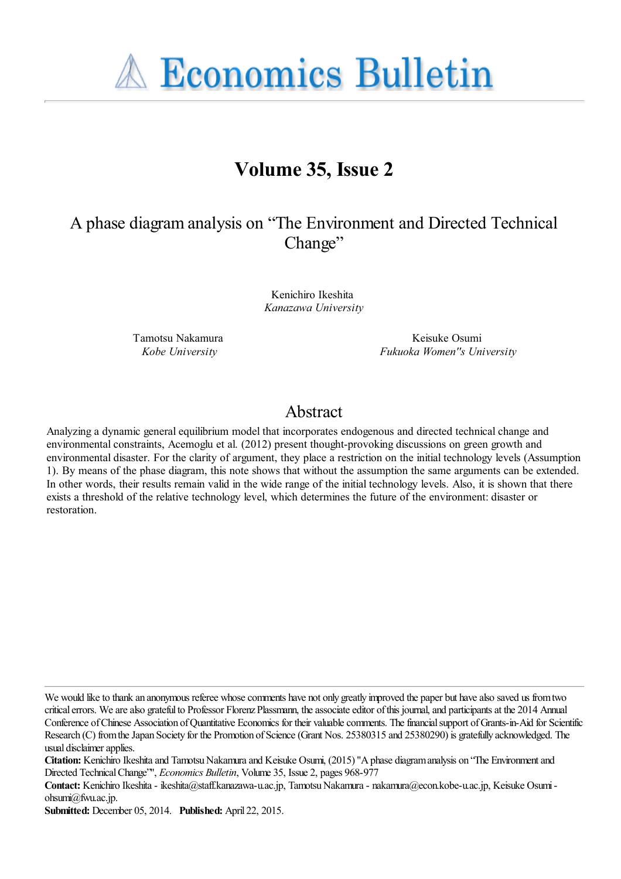# Economics Bulletin

## Volume 35, Issue 2

# A phase diagram analysis on “The Environment and Directed Technical Change”

Kenichiro Ikeshita
*Kanazawa University*

Tamotsu Nakamura
*Kobe University*

Keisuke Osumi
*Fukuoka Women''s University*

## Abstract

Analyzing a dynamic general equilibrium model that incorporates endogenous and directed technical change and environmental constraints, Acemoglu et al. (2012) present thought-provoking discussions on green growth and environmental disaster. For the clarity of argument, they place a restriction on the initial technology levels (Assumption 1). By means of the phase diagram, this note shows that without the assumption the same arguments can be extended. In other words, their results remain valid in the wide range of the initial technology levels. Also, it is shown that there exists a threshold of the relative technology level, which determines the future of the environment: disaster or restoration.

---

We would like to thank an anonymous referee whose comments have not only greatly improved the paper but have also saved us from two critical errors. We are also grateful to Professor Florenz Plassmann, the associate editor of this journal, and participants at the 2014 Annual Conference of Chinese Association of Quantitative Economics for their valuable comments. The financial support of Grants-in-Aid for Scientific Research (C) from the Japan Society for the Promotion of Science (Grant Nos. 25380315 and 25380290) is gratefully acknowledged. The usual disclaimer applies.

**Citation:** Kenichiro Ikeshita and Tamotsu Nakamura and Keisuke Osumi, (2015) ''A phase diagram analysis on “The Environment and Directed Technical Change”'', *Economics Bulletin*, Volume 35, Issue 2, pages 968-977

**Contact:** Kenichiro Ikeshita - ikeshita@staff.kanazawa-u.ac.jp, Tamotsu Nakamura - nakamura@econ.kobe-u.ac.jp, Keisuke Osumi - ohsumi@fwu.ac.jp.

**Submitted:** December 05, 2014. **Published:** April 22, 2015.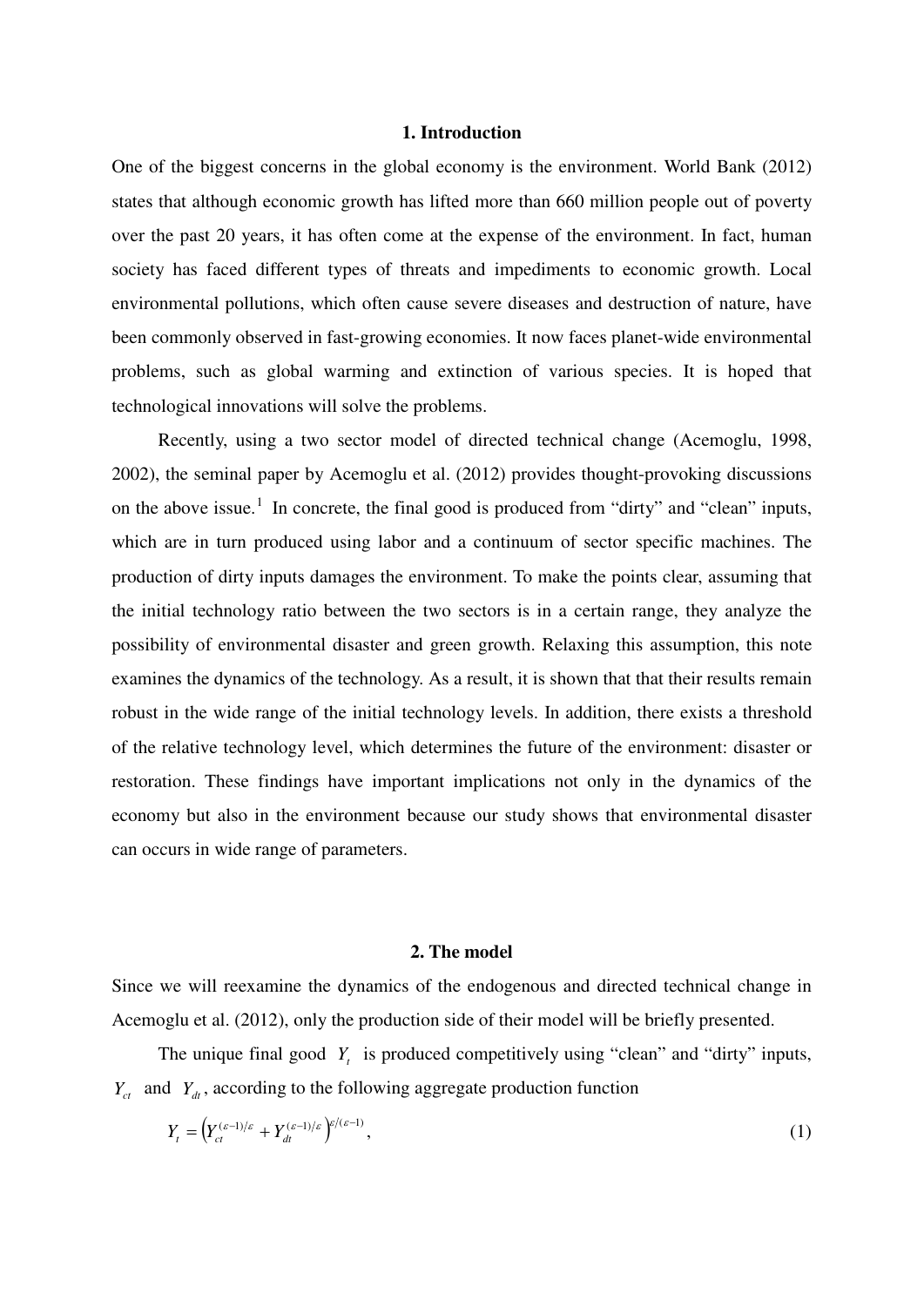## 1. Introduction

One of the biggest concerns in the global economy is the environment. World Bank (2012) states that although economic growth has lifted more than 660 million people out of poverty over the past 20 years, it has often come at the expense of the environment. In fact, human society has faced different types of threats and impediments to economic growth. Local environmental pollutions, which often cause severe diseases and destruction of nature, have been commonly observed in fast-growing economies. It now faces planet-wide environmental problems, such as global warming and extinction of various species. It is hoped that technological innovations will solve the problems.

Recently, using a two sector model of directed technical change (Acemoglu, 1998, 2002), the seminal paper by Acemoglu et al. (2012) provides thought-provoking discussions on the above issue.[1] In concrete, the final good is produced from "dirty" and "clean" inputs, which are in turn produced using labor and a continuum of sector specific machines. The production of dirty inputs damages the environment. To make the points clear, assuming that the initial technology ratio between the two sectors is in a certain range, they analyze the possibility of environmental disaster and green growth. Relaxing this assumption, this note examines the dynamics of the technology. As a result, it is shown that that their results remain robust in the wide range of the initial technology levels. In addition, there exists a threshold of the relative technology level, which determines the future of the environment: disaster or restoration. These findings have important implications not only in the dynamics of the economy but also in the environment because our study shows that environmental disaster can occurs in wide range of parameters.

## 2. The model

Since we will reexamine the dynamics of the endogenous and directed technical change in Acemoglu et al. (2012), only the production side of their model will be briefly presented.

The unique final good $Y_t$ is produced competitively using "clean" and "dirty" inputs, $Y_{ct}$ and $Y_{dt}$, according to the following aggregate production function

$$Y_t = \left( Y_{ct}^{(\varepsilon-1)/\varepsilon} + Y_{dt}^{(\varepsilon-1)/\varepsilon} \right)^{\varepsilon/(\varepsilon-1)}, \tag{1}$$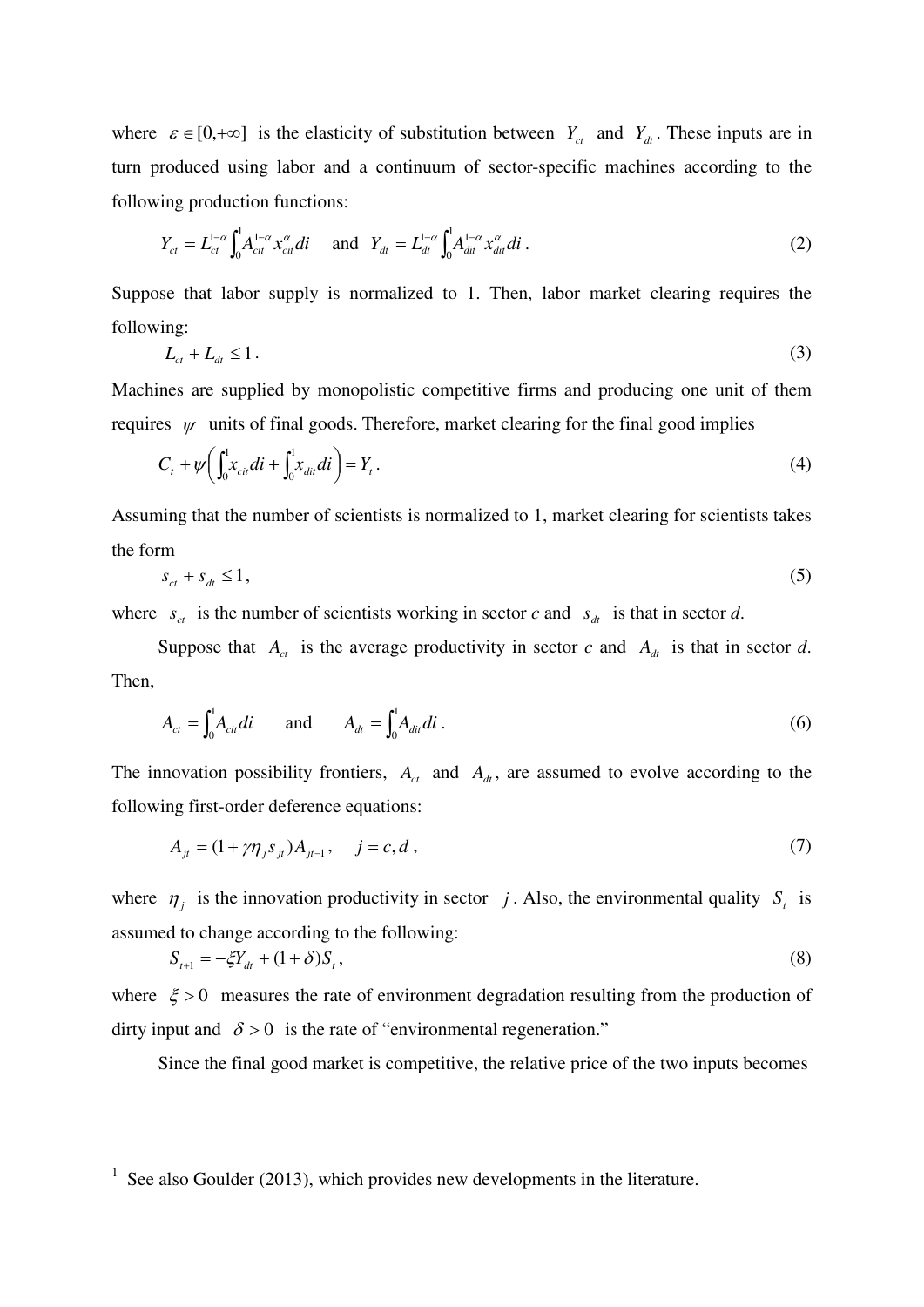where $\varepsilon \in [0,+\infty]$ is the elasticity of substitution between $Y_{ct}$ and $Y_{dt}$. These inputs are in turn produced using labor and a continuum of sector-specific machines according to the following production functions:

$$Y_{ct} = L_{ct}^{1-\alpha} \int_0^1 A_{cit}^{1-\alpha} x_{cit}^{\alpha} di \quad \text{and} \quad Y_{dt} = L_{dt}^{1-\alpha} \int_0^1 A_{dit}^{1-\alpha} x_{dit}^{\alpha} di . \tag{2}$$

Suppose that labor supply is normalized to 1. Then, labor market clearing requires the following:

$$L_{ct} + L_{dt} \leq 1 . \tag{3}$$

Machines are supplied by monopolistic competitive firms and producing one unit of them requires $\psi$ units of final goods. Therefore, market clearing for the final good implies

$$C_t + \psi\left( \int_0^1 x_{cit} di + \int_0^1 x_{dit} di \right) = Y_t . \tag{4}$$

Assuming that the number of scientists is normalized to 1, market clearing for scientists takes the form

$$s_{ct} + s_{dt} \leq 1, \tag{5}$$

where $s_{ct}$ is the number of scientists working in sector *c* and $s_{dt}$ is that in sector *d*.

Suppose that $A_{ct}$ is the average productivity in sector *c* and $A_{dt}$ is that in sector *d*. Then,

$$A_{ct} = \int_0^1 A_{cit} di \qquad \text{and} \qquad A_{dt} = \int_0^1 A_{dit} di . \tag{6}$$

The innovation possibility frontiers, $A_{ct}$ and $A_{dt}$, are assumed to evolve according to the following first-order deference equations:

$$A_{jt} = (1 + \gamma \eta_j s_{jt}) A_{jt-1}, \quad j = c, d , \tag{7}$$

where $\eta_j$ is the innovation productivity in sector $j$. Also, the environmental quality $S_t$ is assumed to change according to the following:

$$S_{t+1} = -\xi Y_{dt} + (1+\delta) S_t , \tag{8}$$

where $\xi > 0$ measures the rate of environment degradation resulting from the production of dirty input and $\delta > 0$ is the rate of "environmental regeneration."

Since the final good market is competitive, the relative price of the two inputs becomes

---

[1] See also Goulder (2013), which provides new developments in the literature.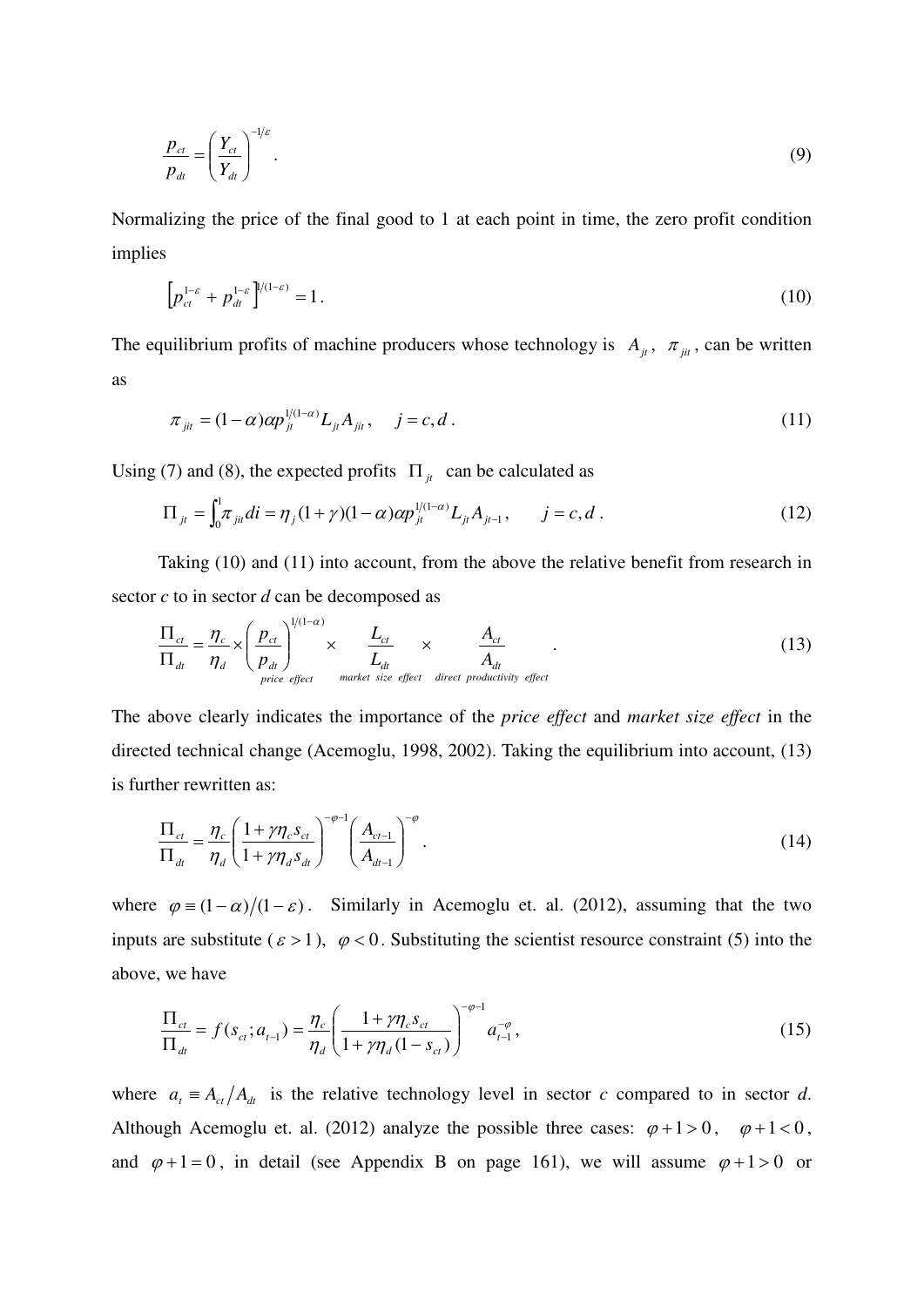$$\frac{p_{ct}}{p_{dt}} = \left(\frac{Y_{ct}}{Y_{dt}}\right)^{-1/\varepsilon}. \tag{9}$$

Normalizing the price of the final good to 1 at each point in time, the zero profit condition implies

$$\left[p_{ct}^{1-\varepsilon} + p_{dt}^{1-\varepsilon}\right]^{1/(1-\varepsilon)} = 1. \tag{10}$$

The equilibrium profits of machine producers whose technology is $A_{jt}$, $\pi_{jit}$, can be written as

$$\pi_{jit} = (1-\alpha)\alpha p_{jt}^{1/(1-\alpha)} L_{jt} A_{jit}, \quad j = c, d. \tag{11}$$

Using (7) and (8), the expected profits $\Pi_{jt}$ can be calculated as

$$\Pi_{jt} = \int_0^1 \pi_{jit} di = \eta_j (1+\gamma)(1-\alpha)\alpha p_{jt}^{1/(1-\alpha)} L_{jt} A_{jt-1}, \quad j = c, d. \tag{12}$$

Taking (10) and (11) into account, from the above the relative benefit from research in sector *c* to in sector *d* can be decomposed as

$$\frac{\Pi_{ct}}{\Pi_{dt}} = \frac{\eta_c}{\eta_d} \times \underbrace{\left(\frac{p_{ct}}{p_{dt}}\right)^{1/(1-\alpha)}}_{price\ \ effect} \times \underbrace{\frac{L_{ct}}{L_{dt}}}_{market\ \ size\ \ effect} \times \underbrace{\frac{A_{ct}}{A_{dt}}}_{direct\ \ productivity\ \ effect}. \tag{13}$$

The above clearly indicates the importance of the *price effect* and *market size effect* in the directed technical change (Acemoglu, 1998, 2002). Taking the equilibrium into account, (13) is further rewritten as:

$$\frac{\Pi_{ct}}{\Pi_{dt}} = \frac{\eta_c}{\eta_d}\left(\frac{1+\gamma\eta_c s_{ct}}{1+\gamma\eta_d s_{dt}}\right)^{-\varphi-1}\left(\frac{A_{ct-1}}{A_{dt-1}}\right)^{-\varphi}. \tag{14}$$

where $\varphi \equiv (1-\alpha)/(1-\varepsilon)$. Similarly in Acemoglu et. al. (2012), assuming that the two inputs are substitute ($\varepsilon > 1$), $\varphi < 0$. Substituting the scientist resource constraint (5) into the above, we have

$$\frac{\Pi_{ct}}{\Pi_{dt}} = f(s_{ct}; a_{t-1}) = \frac{\eta_c}{\eta_d}\left(\frac{1+\gamma\eta_c s_{ct}}{1+\gamma\eta_d (1-s_{ct})}\right)^{-\varphi-1} a_{t-1}^{-\varphi}, \tag{15}$$

where $a_t \equiv A_{ct}/A_{dt}$ is the relative technology level in sector *c* compared to in sector *d*. Although Acemoglu et. al. (2012) analyze the possible three cases: $\varphi+1>0$, $\varphi+1<0$, and $\varphi+1=0$, in detail (see Appendix B on page 161), we will assume $\varphi+1>0$ or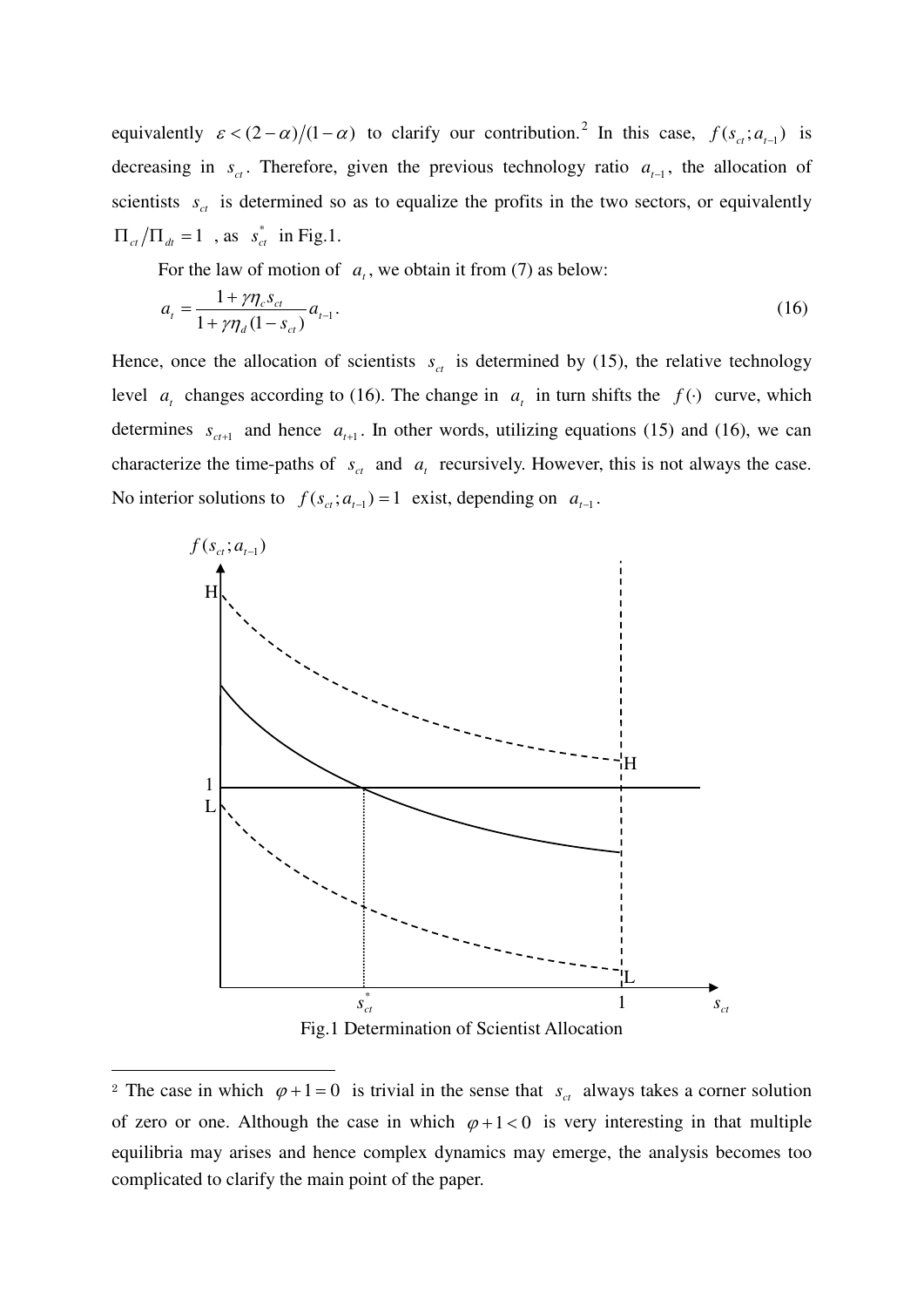equivalently $\varepsilon < (2-\alpha)/(1-\alpha)$ to clarify our contribution.[2] In this case, $f(s_{ct}; a_{t-1})$ is decreasing in $s_{ct}$. Therefore, given the previous technology ratio $a_{t-1}$, the allocation of scientists $s_{ct}$ is determined so as to equalize the profits in the two sectors, or equivalently $\Pi_{ct}/\Pi_{dt} = 1$, as $s_{ct}^{*}$ in Fig.1.

For the law of motion of $a_t$, we obtain it from (7) as below:

$$a_t = \frac{1+\gamma\eta_c s_{ct}}{1+\gamma\eta_d (1-s_{ct})} a_{t-1}. \tag{16}$$

Hence, once the allocation of scientists $s_{ct}$ is determined by (15), the relative technology level $a_t$ changes according to (16). The change in $a_t$ in turn shifts the $f(\cdot)$ curve, which determines $s_{ct+1}$ and hence $a_{t+1}$. In other words, utilizing equations (15) and (16), we can characterize the time-paths of $s_{ct}$ and $a_t$ recursively. However, this is not always the case. No interior solutions to $f(s_{ct}; a_{t-1}) = 1$ exist, depending on $a_{t-1}$.

Fig.1 Determination of Scientist Allocation

[2] The case in which $\varphi + 1 = 0$ is trivial in the sense that $s_{ct}$ always takes a corner solution of zero or one. Although the case in which $\varphi + 1 < 0$ is very interesting in that multiple equilibria may arises and hence complex dynamics may emerge, the analysis becomes too complicated to clarify the main point of the paper.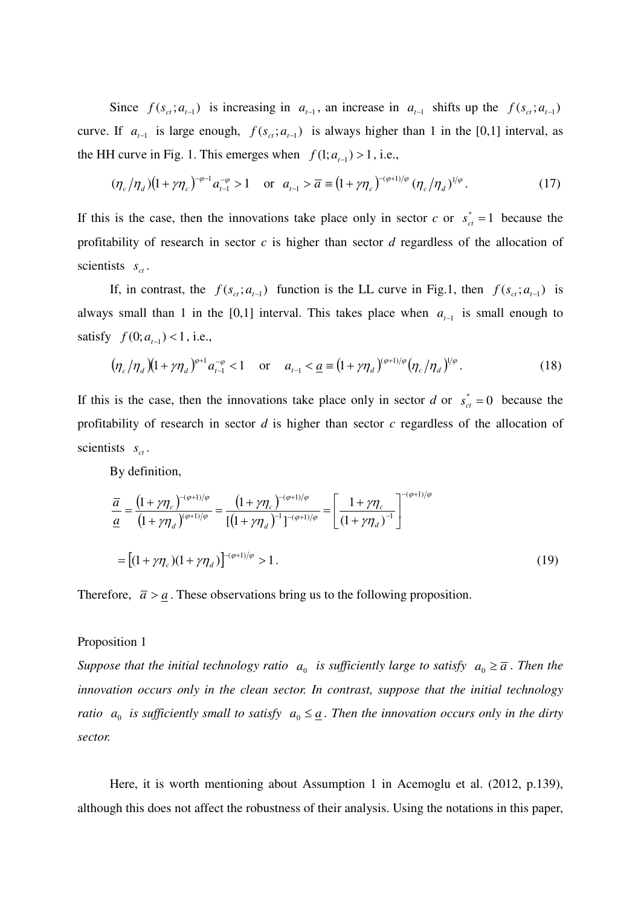Since $f(s_{ct};a_{t-1})$ is increasing in $a_{t-1}$, an increase in $a_{t-1}$ shifts up the $f(s_{ct};a_{t-1})$ curve. If $a_{t-1}$ is large enough, $f(s_{ct};a_{t-1})$ is always higher than 1 in the [0,1] interval, as the HH curve in Fig. 1. This emerges when $f(1;a_{t-1}) > 1$, i.e.,

$$(\eta_c/\eta_d)(1+\gamma\eta_c)^{-\varphi-1}a_{t-1}^{-\varphi} > 1 \quad \text{or} \quad a_{t-1} > \overline{a} \equiv (1+\gamma\eta_c)^{-(\varphi+1)/\varphi}(\eta_c/\eta_d)^{1/\varphi}. \tag{17}$$

If this is the case, then the innovations take place only in sector *c* or $s_{ct}^{*} = 1$ because the profitability of research in sector *c* is higher than sector *d* regardless of the allocation of scientists $s_{ct}$.

If, in contrast, the $f(s_{ct};a_{t-1})$ function is the LL curve in Fig.1, then $f(s_{ct};a_{t-1})$ is always small than 1 in the [0,1] interval. This takes place when $a_{t-1}$ is small enough to satisfy $f(0;a_{t-1}) < 1$, i.e.,

$$(\eta_c/\eta_d)(1+\gamma\eta_d)^{\varphi+1}a_{t-1}^{-\varphi} < 1 \quad \text{or} \quad a_{t-1} < \underline{a} \equiv (1+\gamma\eta_d)^{(\varphi+1)/\varphi}(\eta_c/\eta_d)^{1/\varphi}. \tag{18}$$

If this is the case, then the innovations take place only in sector *d* or $s_{ct}^{*} = 0$ because the profitability of research in sector *d* is higher than sector *c* regardless of the allocation of scientists $s_{ct}$.

By definition,

$$\frac{\overline{a}}{\underline{a}} = \frac{(1+\gamma\eta_c)^{-(\varphi+1)/\varphi}}{(1+\gamma\eta_d)^{(\varphi+1)/\varphi}} = \frac{(1+\gamma\eta_c)^{-(\varphi+1)/\varphi}}{[(1+\gamma\eta_d)^{-1}]^{-(\varphi+1)/\varphi}} = \left[\frac{1+\gamma\eta_c}{(1+\gamma\eta_d)^{-1}}\right]^{-(\varphi+1)/\varphi}$$

$$= [(1+\gamma\eta_c)(1+\gamma\eta_d)]^{-(\varphi+1)/\varphi} > 1. \tag{19}$$

Therefore, $\overline{a} > \underline{a}$. These observations bring us to the following proposition.

Proposition 1

*Suppose that the initial technology ratio* $a_0$ *is sufficiently large to satisfy* $a_0 \geq \overline{a}$. *Then the innovation occurs only in the clean sector. In contrast, suppose that the initial technology ratio* $a_0$ *is sufficiently small to satisfy* $a_0 \leq \underline{a}$. *Then the innovation occurs only in the dirty sector.*

Here, it is worth mentioning about Assumption 1 in Acemoglu et al. (2012, p.139), although this does not affect the robustness of their analysis. Using the notations in this paper,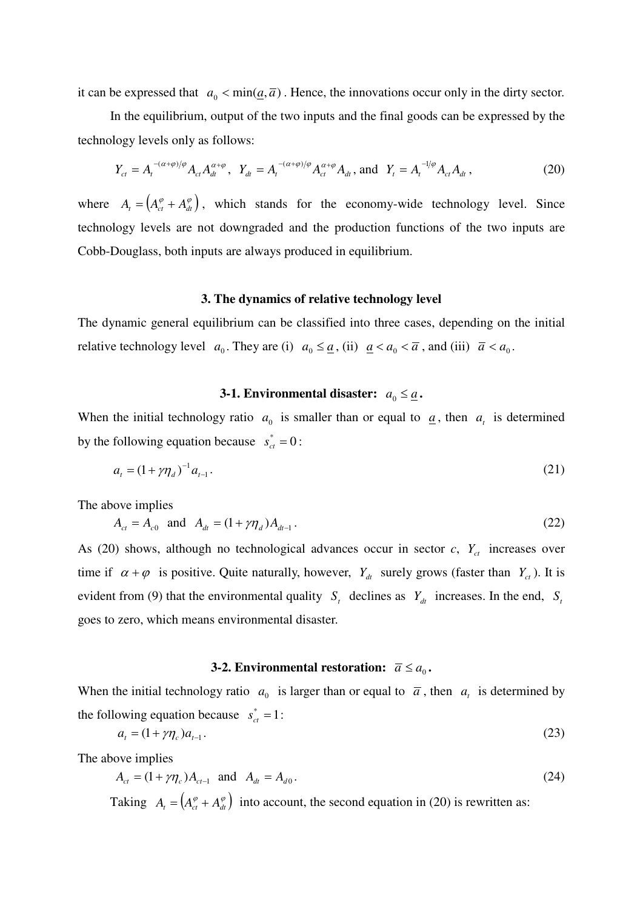it can be expressed that $a_0 < \min(\underline{a}, \overline{a})$. Hence, the innovations occur only in the dirty sector.

In the equilibrium, output of the two inputs and the final goods can be expressed by the technology levels only as follows:

$$Y_{ct} = A_t^{-(\alpha+\varphi)/\varphi} A_{ct} A_{dt}^{\alpha+\varphi}, \quad Y_{dt} = A_t^{-(\alpha+\varphi)/\varphi} A_{ct}^{\alpha+\varphi} A_{dt}, \text{ and } \quad Y_t = A_t^{-1/\varphi} A_{ct} A_{dt}, \tag{20}$$

where $A_t = \left(A_{ct}^{\varphi} + A_{dt}^{\varphi}\right)$, which stands for the economy-wide technology level. Since technology levels are not downgraded and the production functions of the two inputs are Cobb-Douglass, both inputs are always produced in equilibrium.

## 3. The dynamics of relative technology level

The dynamic general equilibrium can be classified into three cases, depending on the initial relative technology level $a_0$. They are (i) $a_0 \le \underline{a}$, (ii) $\underline{a} < a_0 < \overline{a}$, and (iii) $\overline{a} < a_0$.

### 3-1. Environmental disaster: $a_0 \le \underline{a}$.

When the initial technology ratio $a_0$ is smaller than or equal to $\underline{a}$, then $a_t$ is determined by the following equation because $s_{ct}^* = 0$:

$$a_t = (1+\gamma\eta_d)^{-1} a_{t-1}. \tag{21}$$

The above implies

$$A_{ct} = A_{c0} \quad \text{and} \quad A_{dt} = (1+\gamma\eta_d) A_{dt-1}. \tag{22}$$

As (20) shows, although no technological advances occur in sector *c*, $Y_{ct}$ increases over time if $\alpha + \varphi$ is positive. Quite naturally, however, $Y_{dt}$ surely grows (faster than $Y_{ct}$). It is evident from (9) that the environmental quality $S_t$ declines as $Y_{dt}$ increases. In the end, $S_t$ goes to zero, which means environmental disaster.

### 3-2. Environmental restoration: $\overline{a} \le a_0$.

When the initial technology ratio $a_0$ is larger than or equal to $\overline{a}$, then $a_t$ is determined by the following equation because $s_{ct}^* = 1$:

$$a_t = (1+\gamma\eta_c) a_{t-1}. \tag{23}$$

The above implies

$$A_{ct} = (1+\gamma\eta_c) A_{ct-1} \quad \text{and} \quad A_{dt} = A_{d0}. \tag{24}$$

Taking $A_t = \left(A_{ct}^{\varphi} + A_{dt}^{\varphi}\right)$ into account, the second equation in (20) is rewritten as: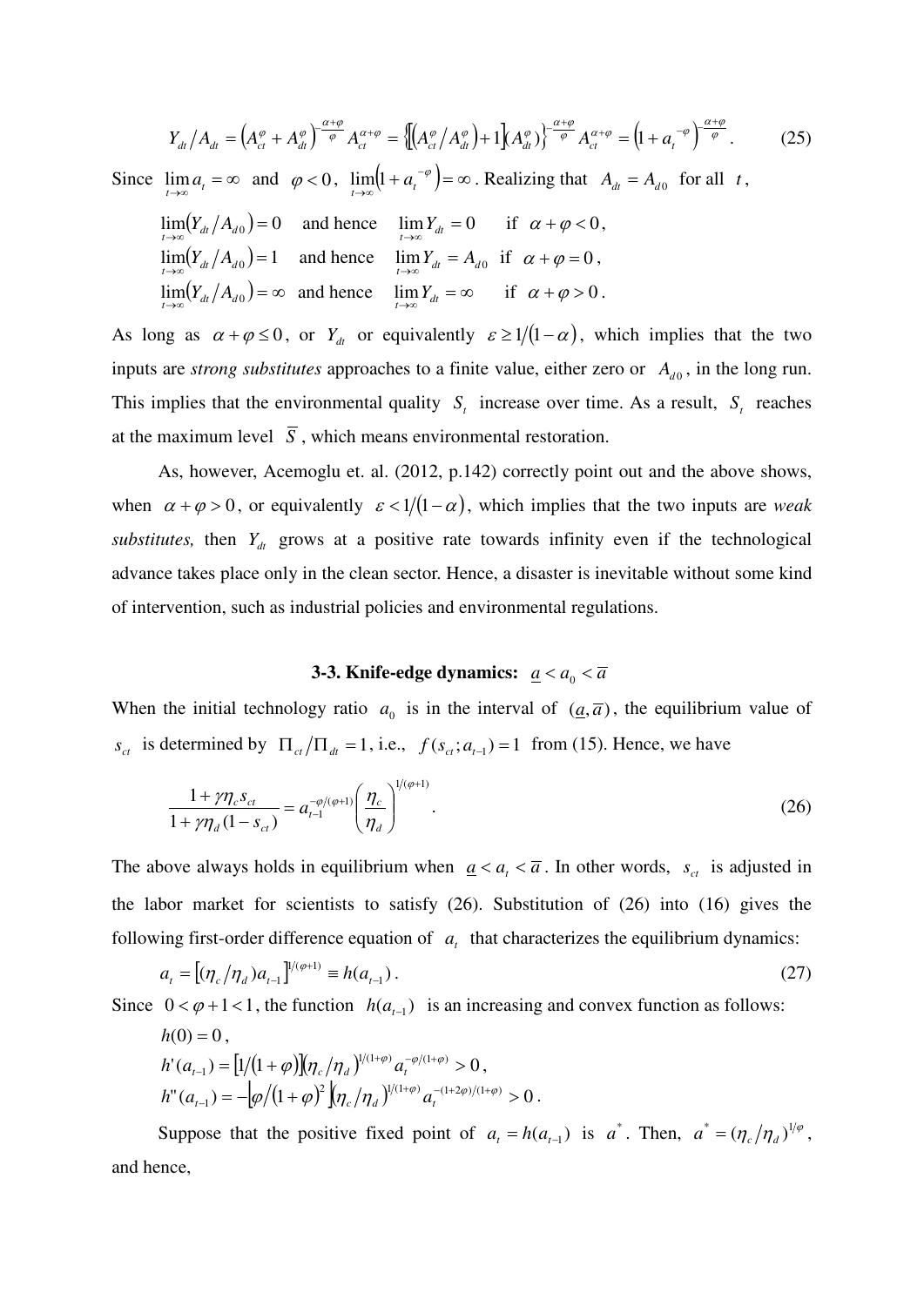$$Y_{dt}/A_{dt} = \left(A_{ct}^{\varphi} + A_{dt}^{\varphi}\right)^{-\frac{\alpha+\varphi}{\varphi}} A_{ct}^{\alpha+\varphi} = \left\{\left[\left(A_{ct}^{\varphi}/A_{dt}^{\varphi}\right)+1\right]\left(A_{dt}^{\varphi}\right)\right\}^{-\frac{\alpha+\varphi}{\varphi}} A_{ct}^{\alpha+\varphi} = \left(1+a_t^{-\varphi}\right)^{-\frac{\alpha+\varphi}{\varphi}}. \tag{25}$$

Since $\lim_{t\to\infty} a_t = \infty$ and $\varphi < 0$, $\lim_{t\to\infty}\left(1+a_t^{-\varphi}\right) = \infty$. Realizing that $A_{dt} = A_{d0}$ for all $t$,

$$\lim_{t\to\infty}\left(Y_{dt}/A_{d0}\right) = 0 \quad \text{and hence} \quad \lim_{t\to\infty} Y_{dt} = 0 \quad \text{if} \quad \alpha+\varphi < 0,$$

$$\lim_{t\to\infty}\left(Y_{dt}/A_{d0}\right) = 1 \quad \text{and hence} \quad \lim_{t\to\infty} Y_{dt} = A_{d0} \quad \text{if} \quad \alpha+\varphi = 0,$$

$$\lim_{t\to\infty}\left(Y_{dt}/A_{d0}\right) = \infty \quad \text{and hence} \quad \lim_{t\to\infty} Y_{dt} = \infty \quad \text{if} \quad \alpha+\varphi > 0.$$

As long as $\alpha+\varphi \le 0$, or $Y_{dt}$ or equivalently $\varepsilon \ge 1/(1-\alpha)$, which implies that the two inputs are *strong substitutes* approaches to a finite value, either zero or $A_{d0}$, in the long run. This implies that the environmental quality $S_t$ increase over time. As a result, $S_t$ reaches at the maximum level $\overline{S}$, which means environmental restoration.

As, however, Acemoglu et. al. (2012, p.142) correctly point out and the above shows, when $\alpha+\varphi > 0$, or equivalently $\varepsilon < 1/(1-\alpha)$, which implies that the two inputs are *weak substitutes,* then $Y_{dt}$ grows at a positive rate towards infinity even if the technological advance takes place only in the clean sector. Hence, a disaster is inevitable without some kind of intervention, such as industrial policies and environmental regulations.

### 3-3. Knife-edge dynamics: $\underline{a} < a_0 < \overline{a}$

When the initial technology ratio $a_0$ is in the interval of $(\underline{a}, \overline{a})$, the equilibrium value of $s_{ct}$ is determined by $\Pi_{ct}/\Pi_{dt} = 1$, i.e., $f(s_{ct}; a_{t-1}) = 1$ from (15). Hence, we have

$$\frac{1+\gamma\eta_c s_{ct}}{1+\gamma\eta_d(1-s_{ct})} = a_{t-1}^{-\varphi/(\varphi+1)}\left(\frac{\eta_c}{\eta_d}\right)^{1/(\varphi+1)}. \tag{26}$$

The above always holds in equilibrium when $\underline{a} < a_t < \overline{a}$. In other words, $s_{ct}$ is adjusted in the labor market for scientists to satisfy (26). Substitution of (26) into (16) gives the following first-order difference equation of $a_t$ that characterizes the equilibrium dynamics:

$$a_t = \left[(\eta_c/\eta_d)a_{t-1}\right]^{1/(\varphi+1)} \equiv h(a_{t-1}). \tag{27}$$

Since $0 < \varphi+1 < 1$, the function $h(a_{t-1})$ is an increasing and convex function as follows:

$$h(0) = 0,$$

$$h'(a_{t-1}) = \left[1/(1+\varphi)\right]\left(\eta_c/\eta_d\right)^{1/(1+\varphi)} a_t^{-\varphi/(1+\varphi)} > 0,$$

$$h''(a_{t-1}) = -\left[\varphi/(1+\varphi)^2\right]\left(\eta_c/\eta_d\right)^{1/(1+\varphi)} a_t^{-(1+2\varphi)/(1+\varphi)} > 0.$$

Suppose that the positive fixed point of $a_t = h(a_{t-1})$ is $a^*$. Then, $a^* = (\eta_c/\eta_d)^{1/\varphi}$, and hence,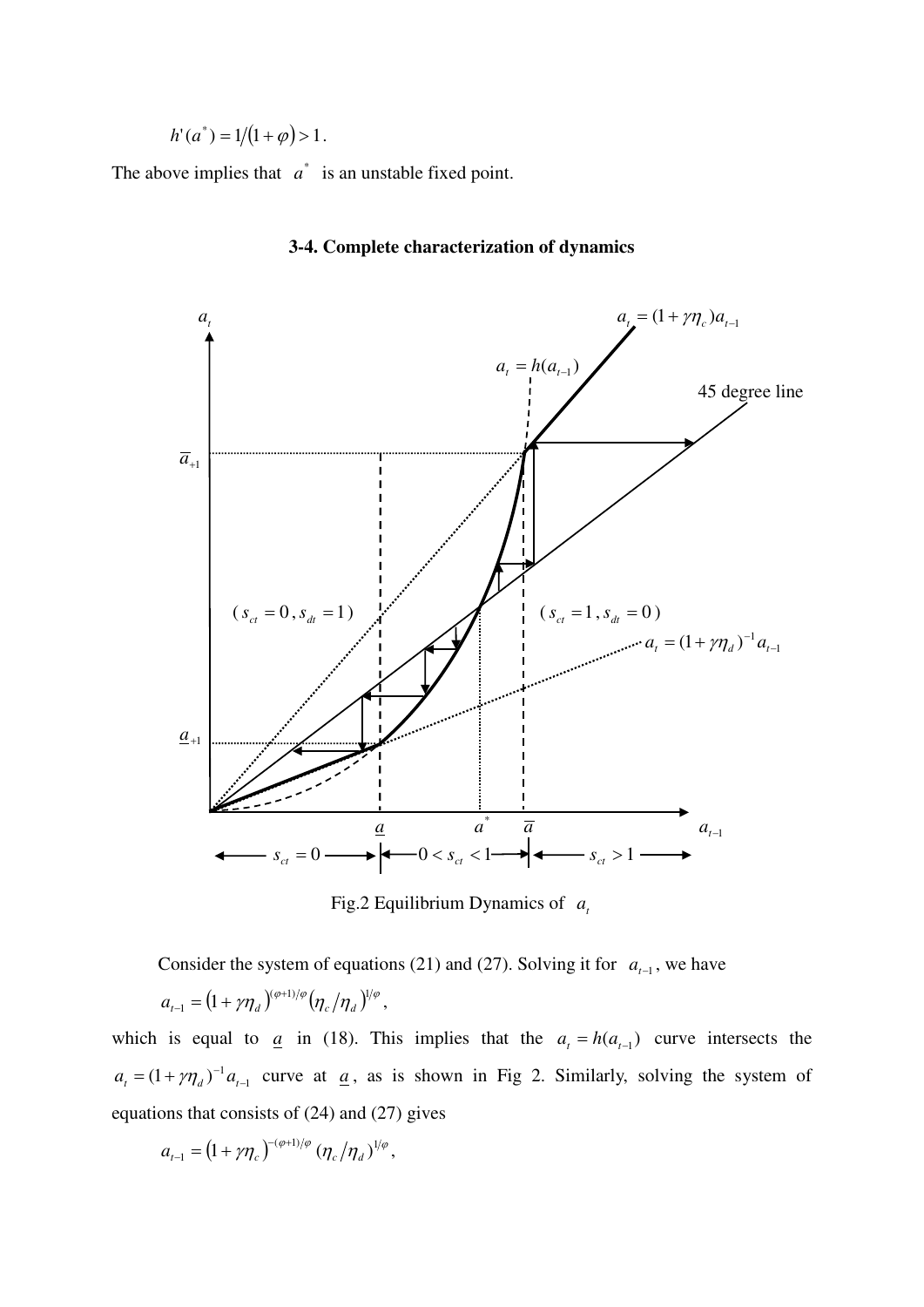$$h'(a^*) = 1/(1+\varphi) > 1.$$

The above implies that $a^*$ is an unstable fixed point.

### 3-4. Complete characterization of dynamics

Fig.2 Equilibrium Dynamics of $a_t$

Consider the system of equations (21) and (27). Solving it for $a_{t-1}$, we have

$$a_{t-1} = (1+\gamma\eta_d)^{(\varphi+1)/\varphi}(\eta_c/\eta_d)^{1/\varphi},$$

which is equal to $\underline{a}$ in (18). This implies that the $a_t = h(a_{t-1})$ curve intersects the $a_t = (1+\gamma\eta_d)^{-1}a_{t-1}$ curve at $\underline{a}$, as is shown in Fig 2. Similarly, solving the system of equations that consists of (24) and (27) gives

$$a_{t-1} = (1+\gamma\eta_c)^{-(\varphi+1)/\varphi}(\eta_c/\eta_d)^{1/\varphi},$$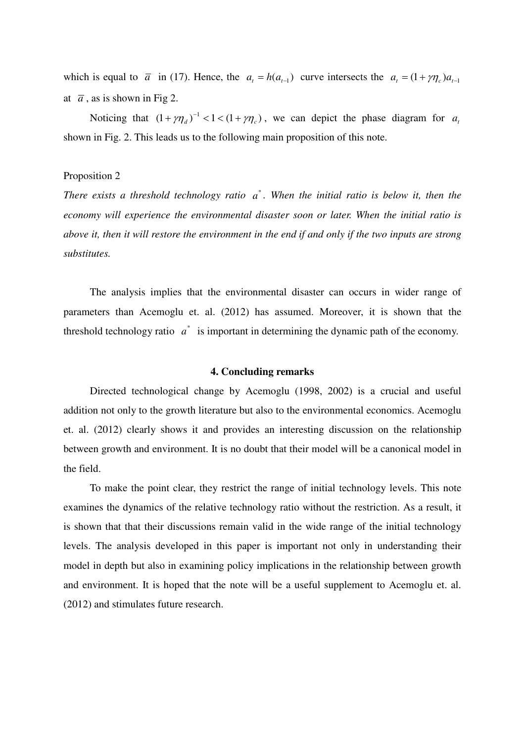which is equal to $\bar{a}$ in (17). Hence, the $a_t = h(a_{t-1})$ curve intersects the $a_t = (1+\gamma\eta_c)a_{t-1}$ at $\bar{a}$, as is shown in Fig 2.

Noticing that $(1+\gamma\eta_d)^{-1} < 1 < (1+\gamma\eta_c)$, we can depict the phase diagram for $a_t$ shown in Fig. 2. This leads us to the following main proposition of this note.

Proposition 2

*There exists a threshold technology ratio $a^*$. When the initial ratio is below it, then the economy will experience the environmental disaster soon or later. When the initial ratio is above it, then it will restore the environment in the end if and only if the two inputs are strong substitutes.*

The analysis implies that the environmental disaster can occurs in wider range of parameters than Acemoglu et. al. (2012) has assumed. Moreover, it is shown that the threshold technology ratio $a^*$ is important in determining the dynamic path of the economy.

## 4. Concluding remarks

Directed technological change by Acemoglu (1998, 2002) is a crucial and useful addition not only to the growth literature but also to the environmental economics. Acemoglu et. al. (2012) clearly shows it and provides an interesting discussion on the relationship between growth and environment. It is no doubt that their model will be a canonical model in the field.

To make the point clear, they restrict the range of initial technology levels. This note examines the dynamics of the relative technology ratio without the restriction. As a result, it is shown that that their discussions remain valid in the wide range of the initial technology levels. The analysis developed in this paper is important not only in understanding their model in depth but also in examining policy implications in the relationship between growth and environment. It is hoped that the note will be a useful supplement to Acemoglu et. al. (2012) and stimulates future research.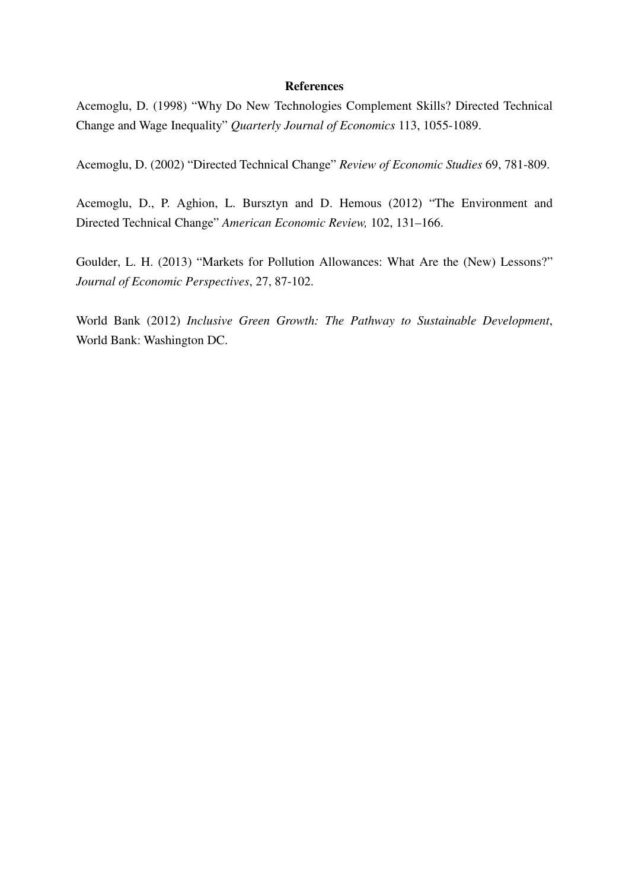## References

Acemoglu, D. (1998) "Why Do New Technologies Complement Skills? Directed Technical Change and Wage Inequality" *Quarterly Journal of Economics* 113, 1055-1089.

Acemoglu, D. (2002) "Directed Technical Change" *Review of Economic Studies* 69, 781-809.

Acemoglu, D., P. Aghion, L. Bursztyn and D. Hemous (2012) "The Environment and Directed Technical Change" *American Economic Review,* 102, 131–166.

Goulder, L. H. (2013) "Markets for Pollution Allowances: What Are the (New) Lessons?" *Journal of Economic Perspectives*, 27, 87-102.

World Bank (2012) *Inclusive Green Growth: The Pathway to Sustainable Development*, World Bank: Washington DC.